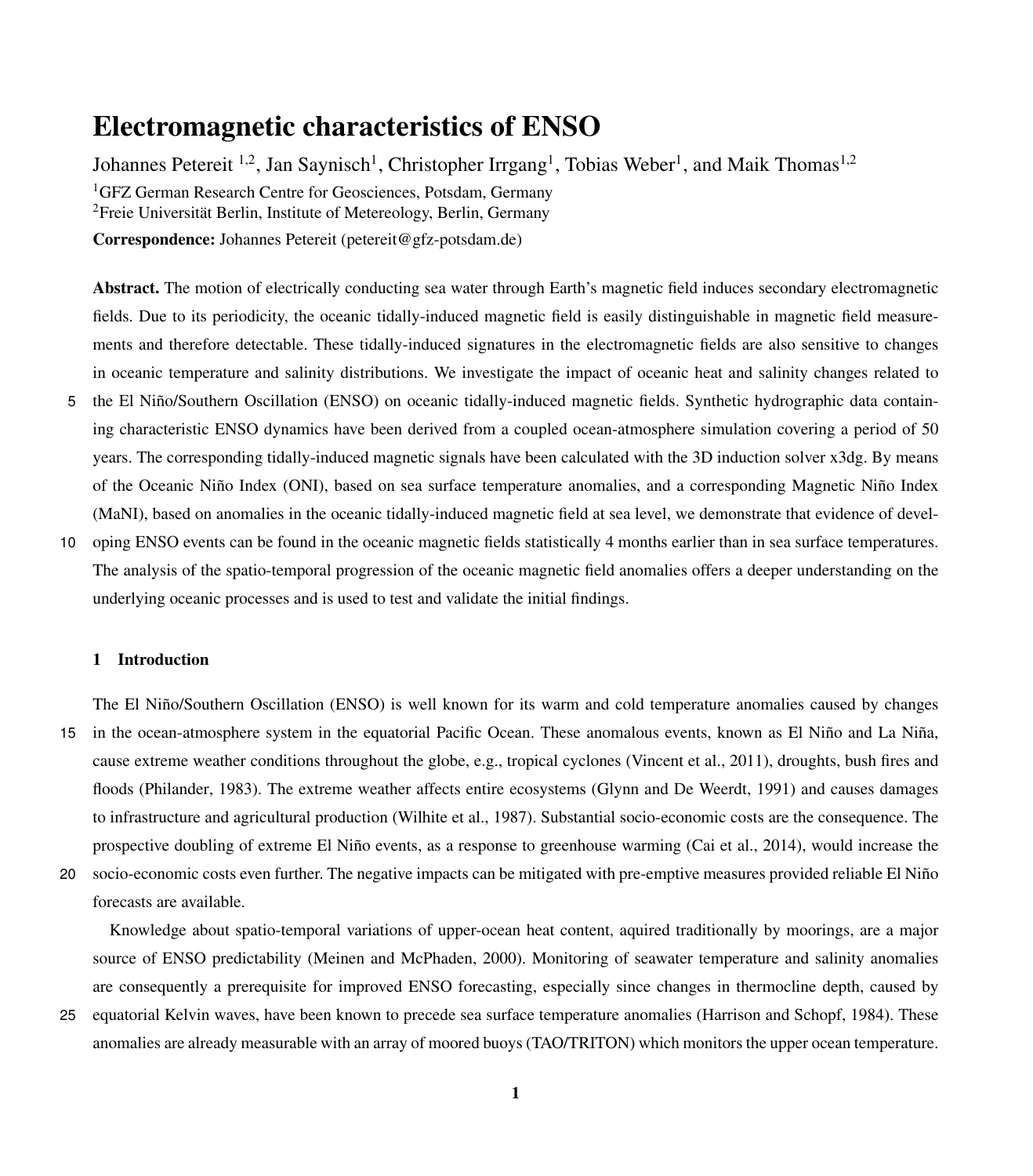# Electromagnetic characteristics of ENSO

Johannes Petereit [1,2], Jan Saynisch[1], Christopher Irrgang[1], Tobias Weber[1], and Maik Thomas[1,2]

[1]GFZ German Research Centre for Geosciences, Potsdam, Germany

[2]Freie Universität Berlin, Institute of Metereology, Berlin, Germany

**Correspondence:** Johannes Petereit (petereit@gfz-potsdam.de)

**Abstract.** The motion of electrically conducting sea water through Earth's magnetic field induces secondary electromagnetic fields. Due to its periodicity, the oceanic tidally-induced magnetic field is easily distinguishable in magnetic field measurements and therefore detectable. These tidally-induced signatures in the electromagnetic fields are also sensitive to changes in oceanic temperature and salinity distributions. We investigate the impact of oceanic heat and salinity changes related to the El Niño/Southern Oscillation (ENSO) on oceanic tidally-induced magnetic fields. Synthetic hydrographic data containing characteristic ENSO dynamics have been derived from a coupled ocean-atmosphere simulation covering a period of 50 years. The corresponding tidally-induced magnetic signals have been calculated with the 3D induction solver x3dg. By means of the Oceanic Niño Index (ONI), based on sea surface temperature anomalies, and a corresponding Magnetic Niño Index (MaNI), based on anomalies in the oceanic tidally-induced magnetic field at sea level, we demonstrate that evidence of developing ENSO events can be found in the oceanic magnetic fields statistically 4 months earlier than in sea surface temperatures. The analysis of the spatio-temporal progression of the oceanic magnetic field anomalies offers a deeper understanding on the underlying oceanic processes and is used to test and validate the initial findings.

## 1 Introduction

The El Niño/Southern Oscillation (ENSO) is well known for its warm and cold temperature anomalies caused by changes in the ocean-atmosphere system in the equatorial Pacific Ocean. These anomalous events, known as El Niño and La Niña, cause extreme weather conditions throughout the globe, e.g., tropical cyclones (Vincent et al., 2011), droughts, bush fires and floods (Philander, 1983). The extreme weather affects entire ecosystems (Glynn and De Weerdt, 1991) and causes damages to infrastructure and agricultural production (Wilhite et al., 1987). Substantial socio-economic costs are the consequence. The prospective doubling of extreme El Niño events, as a response to greenhouse warming (Cai et al., 2014), would increase the socio-economic costs even further. The negative impacts can be mitigated with pre-emptive measures provided reliable El Niño forecasts are available.

Knowledge about spatio-temporal variations of upper-ocean heat content, aquired traditionally by moorings, are a major source of ENSO predictability (Meinen and McPhaden, 2000). Monitoring of seawater temperature and salinity anomalies are consequently a prerequisite for improved ENSO forecasting, especially since changes in thermocline depth, caused by equatorial Kelvin waves, have been known to precede sea surface temperature anomalies (Harrison and Schopf, 1984). These anomalies are already measurable with an array of moored buoys (TAO/TRITON) which monitors the upper ocean temperature.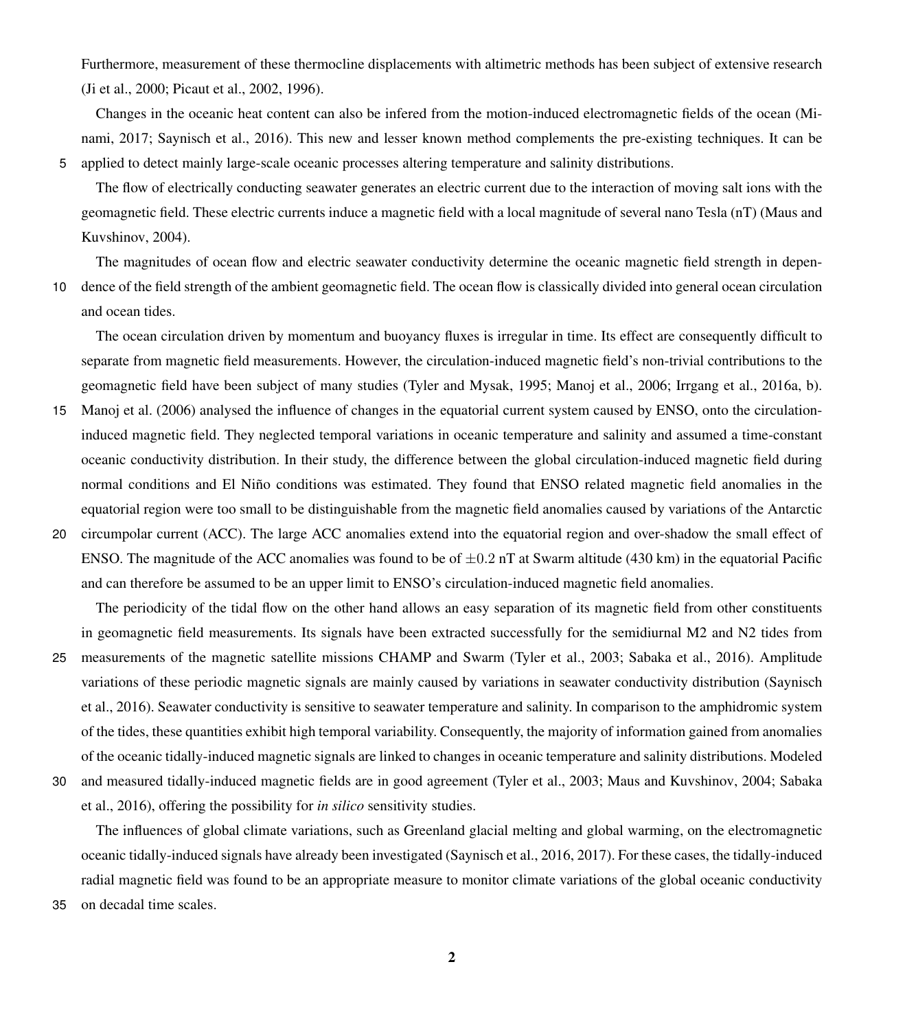Furthermore, measurement of these thermocline displacements with altimetric methods has been subject of extensive research (Ji et al., 2000; Picaut et al., 2002, 1996).

Changes in the oceanic heat content can also be infered from the motion-induced electromagnetic fields of the ocean (Minami, 2017; Saynisch et al., 2016). This new and lesser known method complements the pre-existing techniques. It can be applied to detect mainly large-scale oceanic processes altering temperature and salinity distributions.

The flow of electrically conducting seawater generates an electric current due to the interaction of moving salt ions with the geomagnetic field. These electric currents induce a magnetic field with a local magnitude of several nano Tesla (nT) (Maus and Kuvshinov, 2004).

The magnitudes of ocean flow and electric seawater conductivity determine the oceanic magnetic field strength in dependence of the field strength of the ambient geomagnetic field. The ocean flow is classically divided into general ocean circulation and ocean tides.

The ocean circulation driven by momentum and buoyancy fluxes is irregular in time. Its effect are consequently difficult to separate from magnetic field measurements. However, the circulation-induced magnetic field's non-trivial contributions to the geomagnetic field have been subject of many studies (Tyler and Mysak, 1995; Manoj et al., 2006; Irrgang et al., 2016a, b). Manoj et al. (2006) analysed the influence of changes in the equatorial current system caused by ENSO, onto the circulation-induced magnetic field. They neglected temporal variations in oceanic temperature and salinity and assumed a time-constant oceanic conductivity distribution. In their study, the difference between the global circulation-induced magnetic field during normal conditions and El Niño conditions was estimated. They found that ENSO related magnetic field anomalies in the equatorial region were too small to be distinguishable from the magnetic field anomalies caused by variations of the Antarctic circumpolar current (ACC). The large ACC anomalies extend into the equatorial region and over-shadow the small effect of ENSO. The magnitude of the ACC anomalies was found to be of $\pm 0.2$ nT at Swarm altitude (430 km) in the equatorial Pacific and can therefore be assumed to be an upper limit to ENSO's circulation-induced magnetic field anomalies.

The periodicity of the tidal flow on the other hand allows an easy separation of its magnetic field from other constituents in geomagnetic field measurements. Its signals have been extracted successfully for the semidiurnal M2 and N2 tides from measurements of the magnetic satellite missions CHAMP and Swarm (Tyler et al., 2003; Sabaka et al., 2016). Amplitude variations of these periodic magnetic signals are mainly caused by variations in seawater conductivity distribution (Saynisch et al., 2016). Seawater conductivity is sensitive to seawater temperature and salinity. In comparison to the amphidromic system of the tides, these quantities exhibit high temporal variability. Consequently, the majority of information gained from anomalies of the oceanic tidally-induced magnetic signals are linked to changes in oceanic temperature and salinity distributions. Modeled and measured tidally-induced magnetic fields are in good agreement (Tyler et al., 2003; Maus and Kuvshinov, 2004; Sabaka et al., 2016), offering the possibility for *in silico* sensitivity studies.

The influences of global climate variations, such as Greenland glacial melting and global warming, on the electromagnetic oceanic tidally-induced signals have already been investigated (Saynisch et al., 2016, 2017). For these cases, the tidally-induced radial magnetic field was found to be an appropriate measure to monitor climate variations of the global oceanic conductivity on decadal time scales.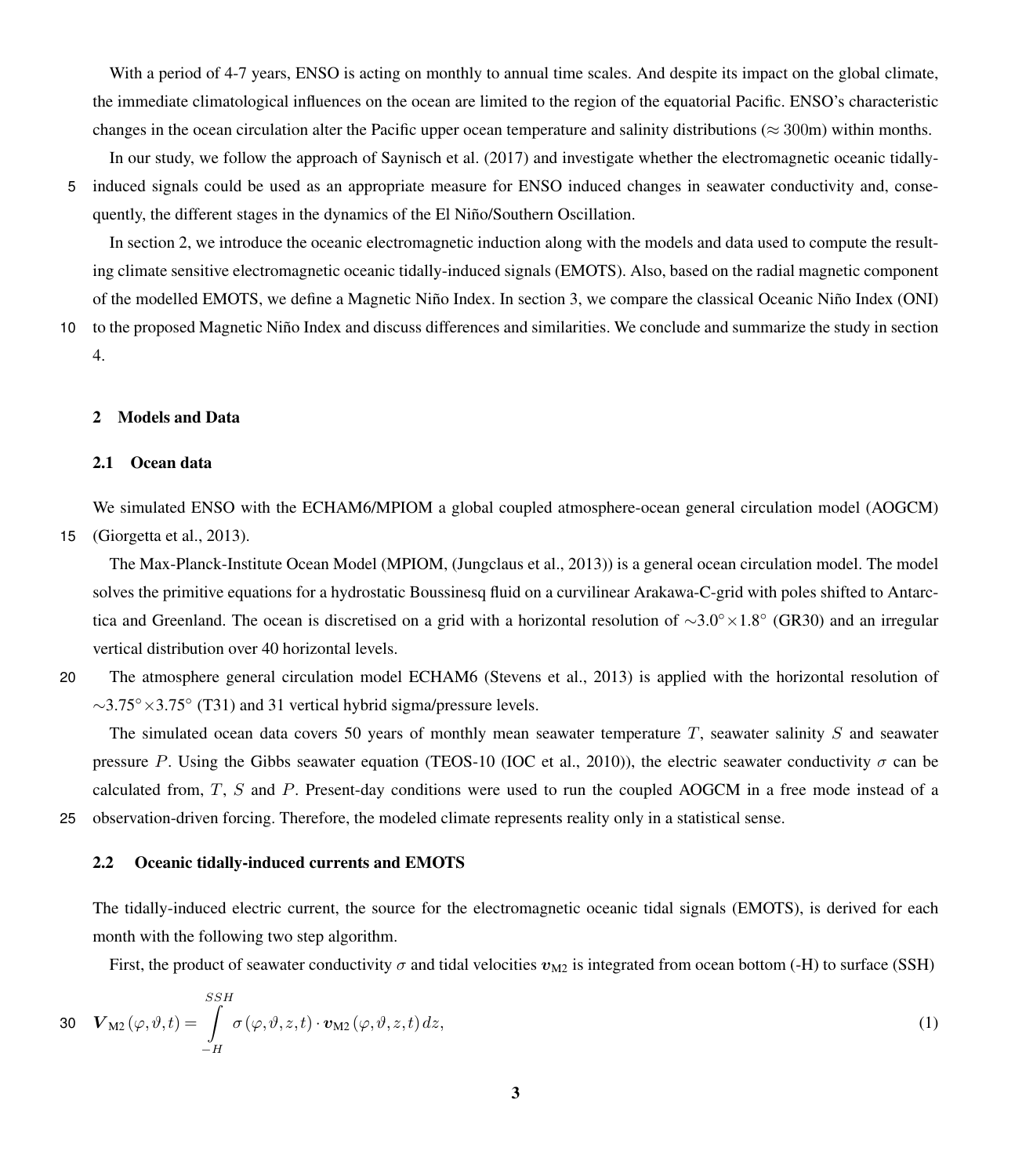With a period of 4-7 years, ENSO is acting on monthly to annual time scales. And despite its impact on the global climate, the immediate climatological influences on the ocean are limited to the region of the equatorial Pacific. ENSO's characteristic changes in the ocean circulation alter the Pacific upper ocean temperature and salinity distributions ($\approx 300$m) within months.

In our study, we follow the approach of Saynisch et al. (2017) and investigate whether the electromagnetic oceanic tidally-induced signals could be used as an appropriate measure for ENSO induced changes in seawater conductivity and, consequently, the different stages in the dynamics of the El Niño/Southern Oscillation.

In section 2, we introduce the oceanic electromagnetic induction along with the models and data used to compute the resulting climate sensitive electromagnetic oceanic tidally-induced signals (EMOTS). Also, based on the radial magnetic component of the modelled EMOTS, we define a Magnetic Niño Index. In section 3, we compare the classical Oceanic Niño Index (ONI) to the proposed Magnetic Niño Index and discuss differences and similarities. We conclude and summarize the study in section 4.

## 2 Models and Data

### 2.1 Ocean data

We simulated ENSO with the ECHAM6/MPIOM a global coupled atmosphere-ocean general circulation model (AOGCM) (Giorgetta et al., 2013).

The Max-Planck-Institute Ocean Model (MPIOM, (Jungclaus et al., 2013)) is a general ocean circulation model. The model solves the primitive equations for a hydrostatic Boussinesq fluid on a curvilinear Arakawa-C-grid with poles shifted to Antarctica and Greenland. The ocean is discretised on a grid with a horizontal resolution of $\sim 3.0^\circ \times 1.8^\circ$ (GR30) and an irregular vertical distribution over 40 horizontal levels.

The atmosphere general circulation model ECHAM6 (Stevens et al., 2013) is applied with the horizontal resolution of $\sim 3.75^\circ \times 3.75^\circ$ (T31) and 31 vertical hybrid sigma/pressure levels.

The simulated ocean data covers 50 years of monthly mean seawater temperature $T$, seawater salinity $S$ and seawater pressure $P$. Using the Gibbs seawater equation (TEOS-10 (IOC et al., 2010)), the electric seawater conductivity $\sigma$ can be calculated from, $T$, $S$ and $P$. Present-day conditions were used to run the coupled AOGCM in a free mode instead of a observation-driven forcing. Therefore, the modeled climate represents reality only in a statistical sense.

### 2.2 Oceanic tidally-induced currents and EMOTS

The tidally-induced electric current, the source for the electromagnetic oceanic tidal signals (EMOTS), is derived for each month with the following two step algorithm.

First, the product of seawater conductivity $\sigma$ and tidal velocities $\boldsymbol{v}_{\mathrm{M2}}$ is integrated from ocean bottom (-H) to surface (SSH)

$$\boldsymbol{V}_{\mathrm{M2}}(\varphi,\vartheta,t) = \int_{-H}^{SSH} \sigma(\varphi,\vartheta,z,t) \cdot \boldsymbol{v}_{\mathrm{M2}}(\varphi,\vartheta,z,t)\, dz, \tag{1}$$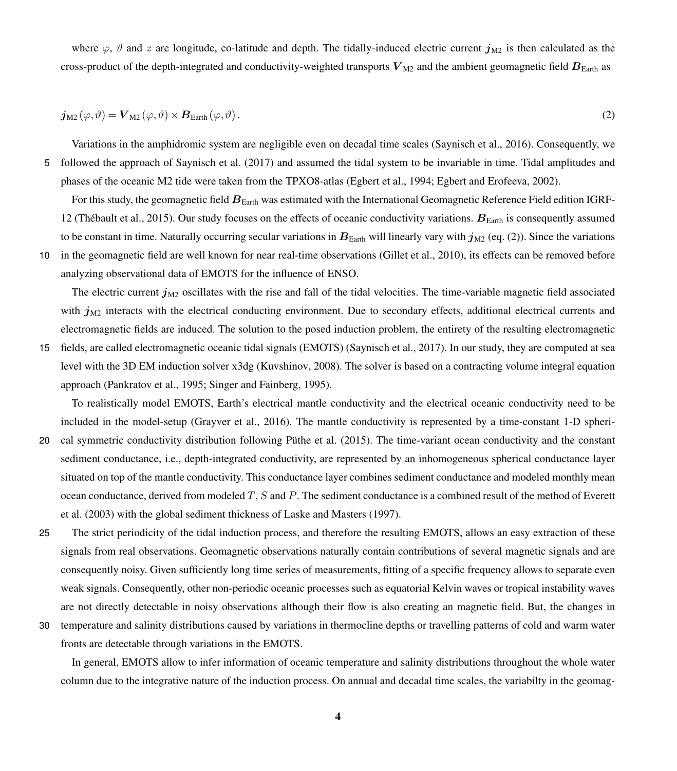where $\varphi$, $\vartheta$ and $z$ are longitude, co-latitude and depth. The tidally-induced electric current $\boldsymbol{j}_{\mathrm{M2}}$ is then calculated as the cross-product of the depth-integrated and conductivity-weighted transports $\boldsymbol{V}_{\mathrm{M2}}$ and the ambient geomagnetic field $\boldsymbol{B}_{\mathrm{Earth}}$ as

$$\boldsymbol{j}_{\mathrm{M2}}(\varphi,\vartheta) = \boldsymbol{V}_{\mathrm{M2}}(\varphi,\vartheta) \times \boldsymbol{B}_{\mathrm{Earth}}(\varphi,\vartheta). \tag{2}$$

Variations in the amphidromic system are negligible even on decadal time scales (Saynisch et al., 2016). Consequently, we followed the approach of Saynisch et al. (2017) and assumed the tidal system to be invariable in time. Tidal amplitudes and phases of the oceanic M2 tide were taken from the TPXO8-atlas (Egbert et al., 1994; Egbert and Erofeeva, 2002).

For this study, the geomagnetic field $\boldsymbol{B}_{\mathrm{Earth}}$ was estimated with the International Geomagnetic Reference Field edition IGRF-12 (Thébault et al., 2015). Our study focuses on the effects of oceanic conductivity variations. $\boldsymbol{B}_{\mathrm{Earth}}$ is consequently assumed to be constant in time. Naturally occurring secular variations in $\boldsymbol{B}_{\mathrm{Earth}}$ will linearly vary with $\boldsymbol{j}_{\mathrm{M2}}$ (eq. (2)). Since the variations in the geomagnetic field are well known for near real-time observations (Gillet et al., 2010), its effects can be removed before analyzing observational data of EMOTS for the influence of ENSO.

The electric current $\boldsymbol{j}_{\mathrm{M2}}$ oscillates with the rise and fall of the tidal velocities. The time-variable magnetic field associated with $\boldsymbol{j}_{\mathrm{M2}}$ interacts with the electrical conducting environment. Due to secondary effects, additional electrical currents and electromagnetic fields are induced. The solution to the posed induction problem, the entirety of the resulting electromagnetic fields, are called electromagnetic oceanic tidal signals (EMOTS) (Saynisch et al., 2017). In our study, they are computed at sea level with the 3D EM induction solver x3dg (Kuvshinov, 2008). The solver is based on a contracting volume integral equation approach (Pankratov et al., 1995; Singer and Fainberg, 1995).

To realistically model EMOTS, Earth's electrical mantle conductivity and the electrical oceanic conductivity need to be included in the model-setup (Grayver et al., 2016). The mantle conductivity is represented by a time-constant 1-D spherical symmetric conductivity distribution following Püthe et al. (2015). The time-variant ocean conductivity and the constant sediment conductance, i.e., depth-integrated conductivity, are represented by an inhomogeneous spherical conductance layer situated on top of the mantle conductivity. This conductance layer combines sediment conductance and modeled monthly mean ocean conductance, derived from modeled $T$, $S$ and $P$. The sediment conductance is a combined result of the method of Everett et al. (2003) with the global sediment thickness of Laske and Masters (1997).

The strict periodicity of the tidal induction process, and therefore the resulting EMOTS, allows an easy extraction of these signals from real observations. Geomagnetic observations naturally contain contributions of several magnetic signals and are consequently noisy. Given sufficiently long time series of measurements, fitting of a specific frequency allows to separate even weak signals. Consequently, other non-periodic oceanic processes such as equatorial Kelvin waves or tropical instability waves are not directly detectable in noisy observations although their flow is also creating an magnetic field. But, the changes in temperature and salinity distributions caused by variations in thermocline depths or travelling patterns of cold and warm water fronts are detectable through variations in the EMOTS.

In general, EMOTS allow to infer information of oceanic temperature and salinity distributions throughout the whole water column due to the integrative nature of the induction process. On annual and decadal time scales, the variabilty in the geomag-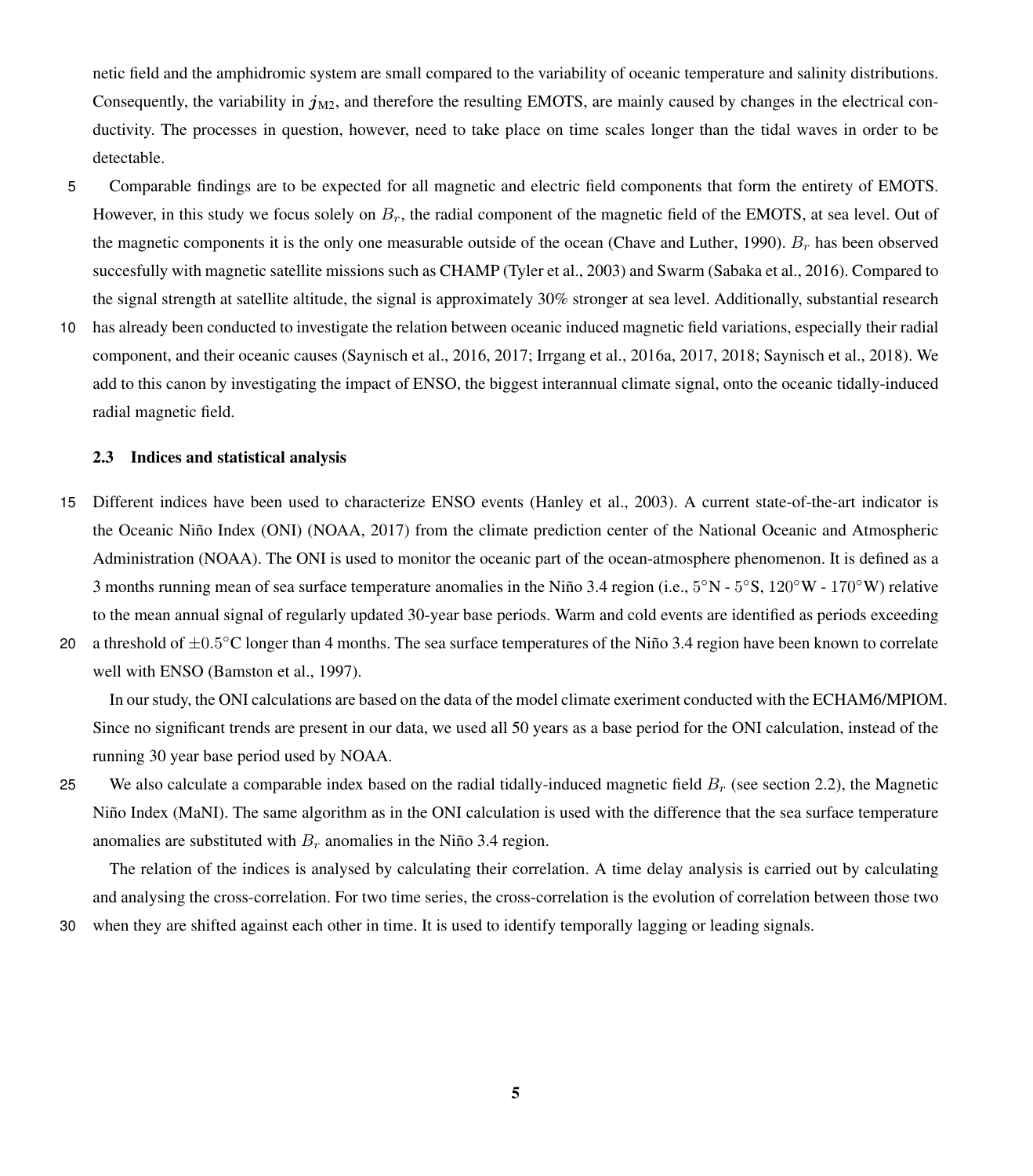netic field and the amphidromic system are small compared to the variability of oceanic temperature and salinity distributions. Consequently, the variability in $\boldsymbol{j}_{\mathrm{M2}}$, and therefore the resulting EMOTS, are mainly caused by changes in the electrical conductivity. The processes in question, however, need to take place on time scales longer than the tidal waves in order to be detectable.

Comparable findings are to be expected for all magnetic and electric field components that form the entirety of EMOTS. However, in this study we focus solely on $B_r$, the radial component of the magnetic field of the EMOTS, at sea level. Out of the magnetic components it is the only one measurable outside of the ocean (Chave and Luther, 1990). $B_r$ has been observed succesfully with magnetic satellite missions such as CHAMP (Tyler et al., 2003) and Swarm (Sabaka et al., 2016). Compared to the signal strength at satellite altitude, the signal is approximately 30% stronger at sea level. Additionally, substantial research has already been conducted to investigate the relation between oceanic induced magnetic field variations, especially their radial component, and their oceanic causes (Saynisch et al., 2016, 2017; Irrgang et al., 2016a, 2017, 2018; Saynisch et al., 2018). We add to this canon by investigating the impact of ENSO, the biggest interannual climate signal, onto the oceanic tidally-induced radial magnetic field.

### 2.3 Indices and statistical analysis

Different indices have been used to characterize ENSO events (Hanley et al., 2003). A current state-of-the-art indicator is the Oceanic Niño Index (ONI) (NOAA, 2017) from the climate prediction center of the National Oceanic and Atmospheric Administration (NOAA). The ONI is used to monitor the oceanic part of the ocean-atmosphere phenomenon. It is defined as a 3 months running mean of sea surface temperature anomalies in the Niño 3.4 region (i.e., $5°$N - $5°$S, $120°$W - $170°$W) relative to the mean annual signal of regularly updated 30-year base periods. Warm and cold events are identified as periods exceeding a threshold of $\pm 0.5°$C longer than 4 months. The sea surface temperatures of the Niño 3.4 region have been known to correlate well with ENSO (Bamston et al., 1997).

In our study, the ONI calculations are based on the data of the model climate exeriment conducted with the ECHAM6/MPIOM. Since no significant trends are present in our data, we used all 50 years as a base period for the ONI calculation, instead of the running 30 year base period used by NOAA.

We also calculate a comparable index based on the radial tidally-induced magnetic field $B_r$ (see section 2.2), the Magnetic Niño Index (MaNI). The same algorithm as in the ONI calculation is used with the difference that the sea surface temperature anomalies are substituted with $B_r$ anomalies in the Niño 3.4 region.

The relation of the indices is analysed by calculating their correlation. A time delay analysis is carried out by calculating and analysing the cross-correlation. For two time series, the cross-correlation is the evolution of correlation between those two when they are shifted against each other in time. It is used to identify temporally lagging or leading signals.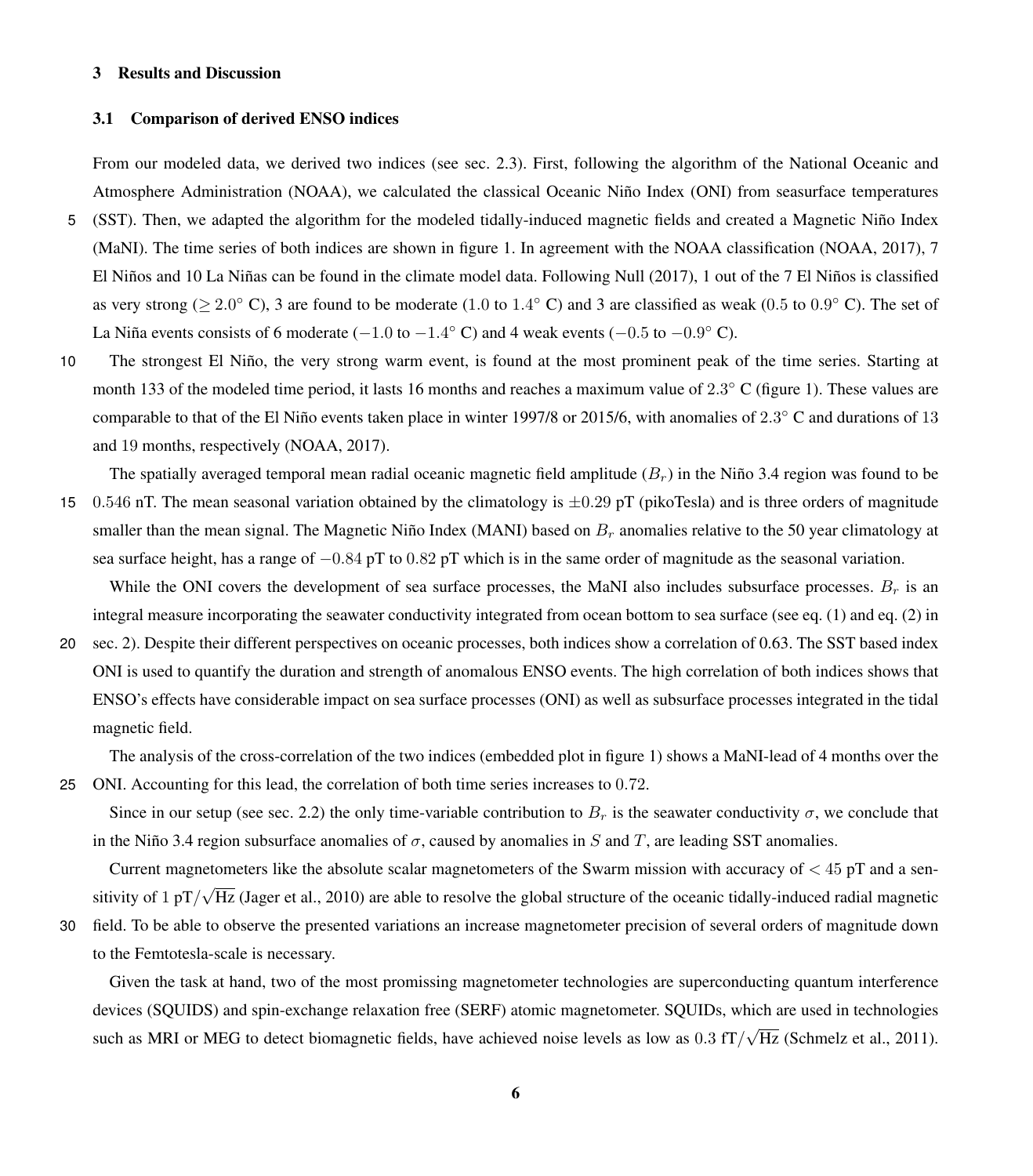## 3 Results and Discussion

### 3.1 Comparison of derived ENSO indices

From our modeled data, we derived two indices (see sec. 2.3). First, following the algorithm of the National Oceanic and Atmosphere Administration (NOAA), we calculated the classical Oceanic Niño Index (ONI) from seasurface temperatures (SST). Then, we adapted the algorithm for the modeled tidally-induced magnetic fields and created a Magnetic Niño Index (MaNI). The time series of both indices are shown in figure 1. In agreement with the NOAA classification (NOAA, 2017), 7 El Niños and 10 La Niñas can be found in the climate model data. Following Null (2017), 1 out of the 7 El Niños is classified as very strong ($\geq 2.0^{\circ}$ C), 3 are found to be moderate ($1.0$ to $1.4^{\circ}$ C) and 3 are classified as weak ($0.5$ to $0.9^{\circ}$ C). The set of La Niña events consists of 6 moderate ($-1.0$ to $-1.4^{\circ}$ C) and 4 weak events ($-0.5$ to $-0.9^{\circ}$ C).

The strongest El Niño, the very strong warm event, is found at the most prominent peak of the time series. Starting at month 133 of the modeled time period, it lasts 16 months and reaches a maximum value of $2.3^{\circ}$ C (figure 1). These values are comparable to that of the El Niño events taken place in winter 1997/8 or 2015/6, with anomalies of $2.3^{\circ}$ C and durations of 13 and 19 months, respectively (NOAA, 2017).

The spatially averaged temporal mean radial oceanic magnetic field amplitude ($B_r$) in the Niño 3.4 region was found to be $0.546$ nT. The mean seasonal variation obtained by the climatology is $\pm 0.29$ pT (pikoTesla) and is three orders of magnitude smaller than the mean signal. The Magnetic Niño Index (MANI) based on $B_r$ anomalies relative to the 50 year climatology at sea surface height, has a range of $-0.84$ pT to $0.82$ pT which is in the same order of magnitude as the seasonal variation.

While the ONI covers the development of sea surface processes, the MaNI also includes subsurface processes. $B_r$ is an integral measure incorporating the seawater conductivity integrated from ocean bottom to sea surface (see eq. (1) and eq. (2) in sec. 2). Despite their different perspectives on oceanic processes, both indices show a correlation of 0.63. The SST based index ONI is used to quantify the duration and strength of anomalous ENSO events. The high correlation of both indices shows that ENSO's effects have considerable impact on sea surface processes (ONI) as well as subsurface processes integrated in the tidal magnetic field.

The analysis of the cross-correlation of the two indices (embedded plot in figure 1) shows a MaNI-lead of 4 months over the ONI. Accounting for this lead, the correlation of both time series increases to $0.72$.

Since in our setup (see sec. 2.2) the only time-variable contribution to $B_r$ is the seawater conductivity $\sigma$, we conclude that in the Niño 3.4 region subsurface anomalies of $\sigma$, caused by anomalies in $S$ and $T$, are leading SST anomalies.

Current magnetometers like the absolute scalar magnetometers of the Swarm mission with accuracy of $< 45$ pT and a sensitivity of 1 pT/$\sqrt{\text{Hz}}$ (Jager et al., 2010) are able to resolve the global structure of the oceanic tidally-induced radial magnetic field. To be able to observe the presented variations an increase magnetometer precision of several orders of magnitude down to the Femtotesla-scale is necessary.

Given the task at hand, two of the most promissing magnetometer technologies are superconducting quantum interference devices (SQUIDS) and spin-exchange relaxation free (SERF) atomic magnetometer. SQUIDs, which are used in technologies such as MRI or MEG to detect biomagnetic fields, have achieved noise levels as low as $0.3$ fT/$\sqrt{\text{Hz}}$ (Schmelz et al., 2011).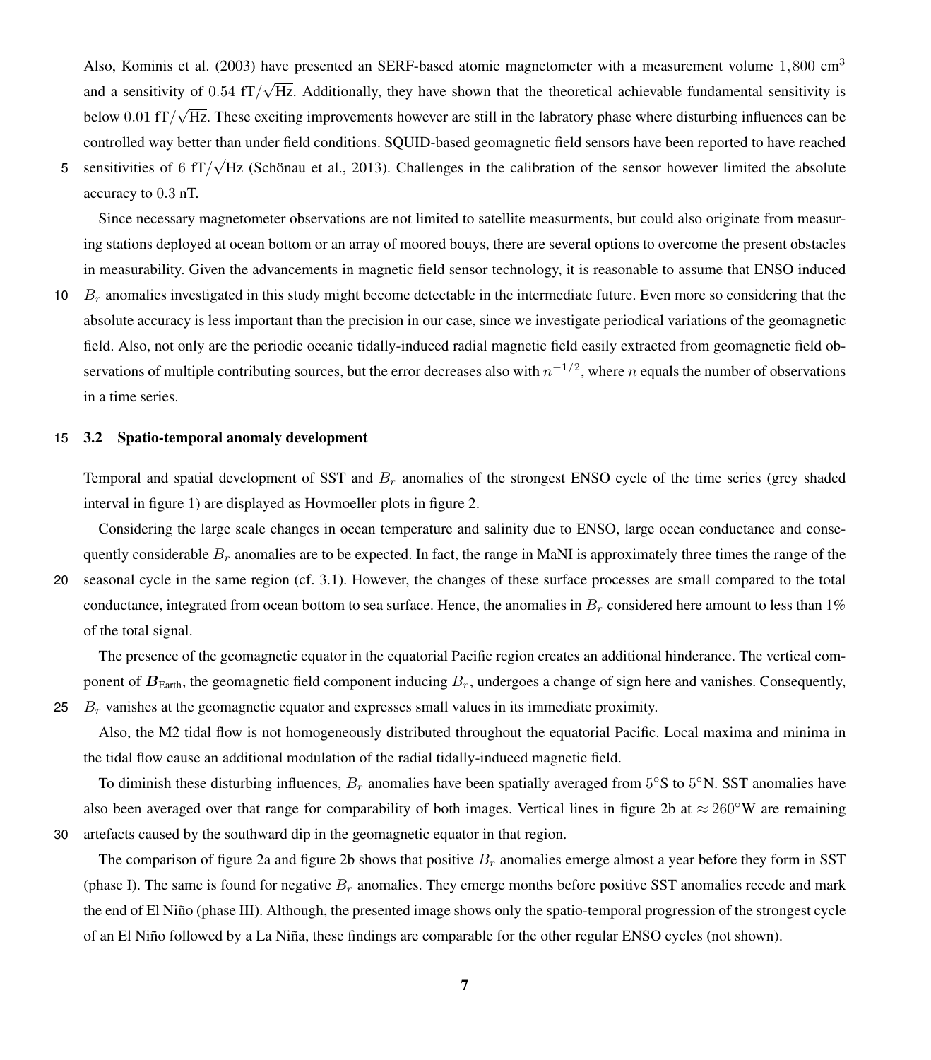Also, Kominis et al. (2003) have presented an SERF-based atomic magnetometer with a measurement volume $1,800$ cm$^3$ and a sensitivity of $0.54$ fT$/\sqrt{\text{Hz}}$. Additionally, they have shown that the theoretical achievable fundamental sensitivity is below $0.01$ fT$/\sqrt{\text{Hz}}$. These exciting improvements however are still in the labratory phase where disturbing influences can be controlled way better than under field conditions. SQUID-based geomagnetic field sensors have been reported to have reached sensitivities of $6$ fT$/\sqrt{\text{Hz}}$ (Schönau et al., 2013). Challenges in the calibration of the sensor however limited the absolute accuracy to $0.3$ nT.

Since necessary magnetometer observations are not limited to satellite measurments, but could also originate from measuring stations deployed at ocean bottom or an array of moored bouys, there are several options to overcome the present obstacles in measurability. Given the advancements in magnetic field sensor technology, it is reasonable to assume that ENSO induced $B_r$ anomalies investigated in this study might become detectable in the intermediate future. Even more so considering that the absolute accuracy is less important than the precision in our case, since we investigate periodical variations of the geomagnetic field. Also, not only are the periodic oceanic tidally-induced radial magnetic field easily extracted from geomagnetic field observations of multiple contributing sources, but the error decreases also with $n^{-1/2}$, where $n$ equals the number of observations in a time series.

### 3.2 Spatio-temporal anomaly development

Temporal and spatial development of SST and $B_r$ anomalies of the strongest ENSO cycle of the time series (grey shaded interval in figure 1) are displayed as Hovmoeller plots in figure 2.

Considering the large scale changes in ocean temperature and salinity due to ENSO, large ocean conductance and consequently considerable $B_r$ anomalies are to be expected. In fact, the range in MaNI is approximately three times the range of the seasonal cycle in the same region (cf. 3.1). However, the changes of these surface processes are small compared to the total conductance, integrated from ocean bottom to sea surface. Hence, the anomalies in $B_r$ considered here amount to less than 1% of the total signal.

The presence of the geomagnetic equator in the equatorial Pacific region creates an additional hinderance. The vertical component of $\boldsymbol{B}_{\text{Earth}}$, the geomagnetic field component inducing $B_r$, undergoes a change of sign here and vanishes. Consequently, $B_r$ vanishes at the geomagnetic equator and expresses small values in its immediate proximity.

Also, the M2 tidal flow is not homogeneously distributed throughout the equatorial Pacific. Local maxima and minima in the tidal flow cause an additional modulation of the radial tidally-induced magnetic field.

To diminish these disturbing influences, $B_r$ anomalies have been spatially averaged from $5°$S to $5°$N. SST anomalies have also been averaged over that range for comparability of both images. Vertical lines in figure 2b at $\approx 260°$W are remaining artefacts caused by the southward dip in the geomagnetic equator in that region.

The comparison of figure 2a and figure 2b shows that positive $B_r$ anomalies emerge almost a year before they form in SST (phase I). The same is found for negative $B_r$ anomalies. They emerge months before positive SST anomalies recede and mark the end of El Niño (phase III). Although, the presented image shows only the spatio-temporal progression of the strongest cycle of an El Niño followed by a La Niña, these findings are comparable for the other regular ENSO cycles (not shown).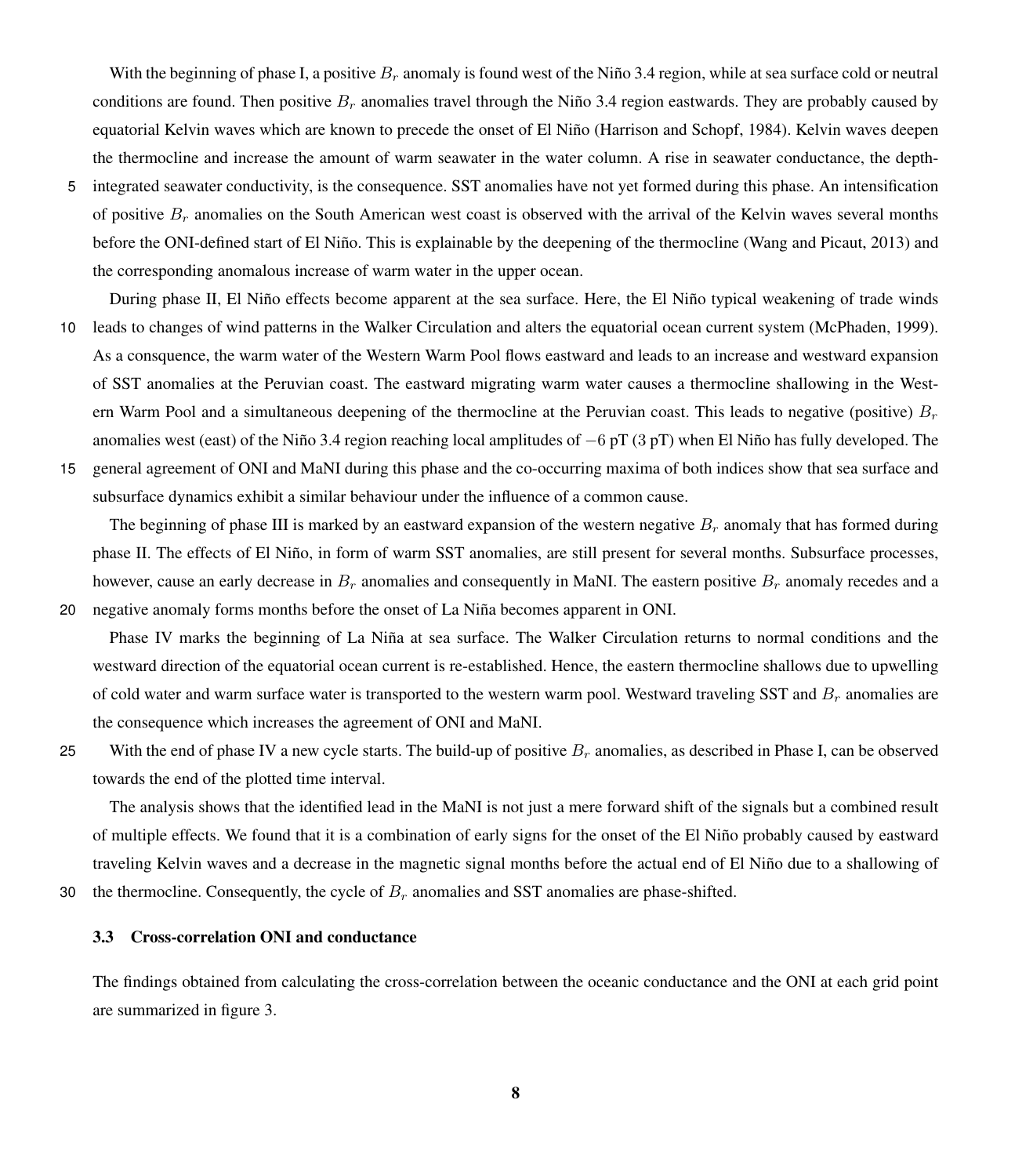With the beginning of phase I, a positive $B_r$ anomaly is found west of the Niño 3.4 region, while at sea surface cold or neutral conditions are found. Then positive $B_r$ anomalies travel through the Niño 3.4 region eastwards. They are probably caused by equatorial Kelvin waves which are known to precede the onset of El Niño (Harrison and Schopf, 1984). Kelvin waves deepen the thermocline and increase the amount of warm seawater in the water column. A rise in seawater conductance, the depth-integrated seawater conductivity, is the consequence. SST anomalies have not yet formed during this phase. An intensification of positive $B_r$ anomalies on the South American west coast is observed with the arrival of the Kelvin waves several months before the ONI-defined start of El Niño. This is explainable by the deepening of the thermocline (Wang and Picaut, 2013) and the corresponding anomalous increase of warm water in the upper ocean.

During phase II, El Niño effects become apparent at the sea surface. Here, the El Niño typical weakening of trade winds leads to changes of wind patterns in the Walker Circulation and alters the equatorial ocean current system (McPhaden, 1999). As a consquence, the warm water of the Western Warm Pool flows eastward and leads to an increase and westward expansion of SST anomalies at the Peruvian coast. The eastward migrating warm water causes a thermocline shallowing in the Western Warm Pool and a simultaneous deepening of the thermocline at the Peruvian coast. This leads to negative (positive) $B_r$ anomalies west (east) of the Niño 3.4 region reaching local amplitudes of $-6$ pT (3 pT) when El Niño has fully developed. The general agreement of ONI and MaNI during this phase and the co-occurring maxima of both indices show that sea surface and subsurface dynamics exhibit a similar behaviour under the influence of a common cause.

The beginning of phase III is marked by an eastward expansion of the western negative $B_r$ anomaly that has formed during phase II. The effects of El Niño, in form of warm SST anomalies, are still present for several months. Subsurface processes, however, cause an early decrease in $B_r$ anomalies and consequently in MaNI. The eastern positive $B_r$ anomaly recedes and a negative anomaly forms months before the onset of La Niña becomes apparent in ONI.

Phase IV marks the beginning of La Niña at sea surface. The Walker Circulation returns to normal conditions and the westward direction of the equatorial ocean current is re-established. Hence, the eastern thermocline shallows due to upwelling of cold water and warm surface water is transported to the western warm pool. Westward traveling SST and $B_r$ anomalies are the consequence which increases the agreement of ONI and MaNI.

With the end of phase IV a new cycle starts. The build-up of positive $B_r$ anomalies, as described in Phase I, can be observed towards the end of the plotted time interval.

The analysis shows that the identified lead in the MaNI is not just a mere forward shift of the signals but a combined result of multiple effects. We found that it is a combination of early signs for the onset of the El Niño probably caused by eastward traveling Kelvin waves and a decrease in the magnetic signal months before the actual end of El Niño due to a shallowing of the thermocline. Consequently, the cycle of $B_r$ anomalies and SST anomalies are phase-shifted.

### 3.3 Cross-correlation ONI and conductance

The findings obtained from calculating the cross-correlation between the oceanic conductance and the ONI at each grid point are summarized in figure 3.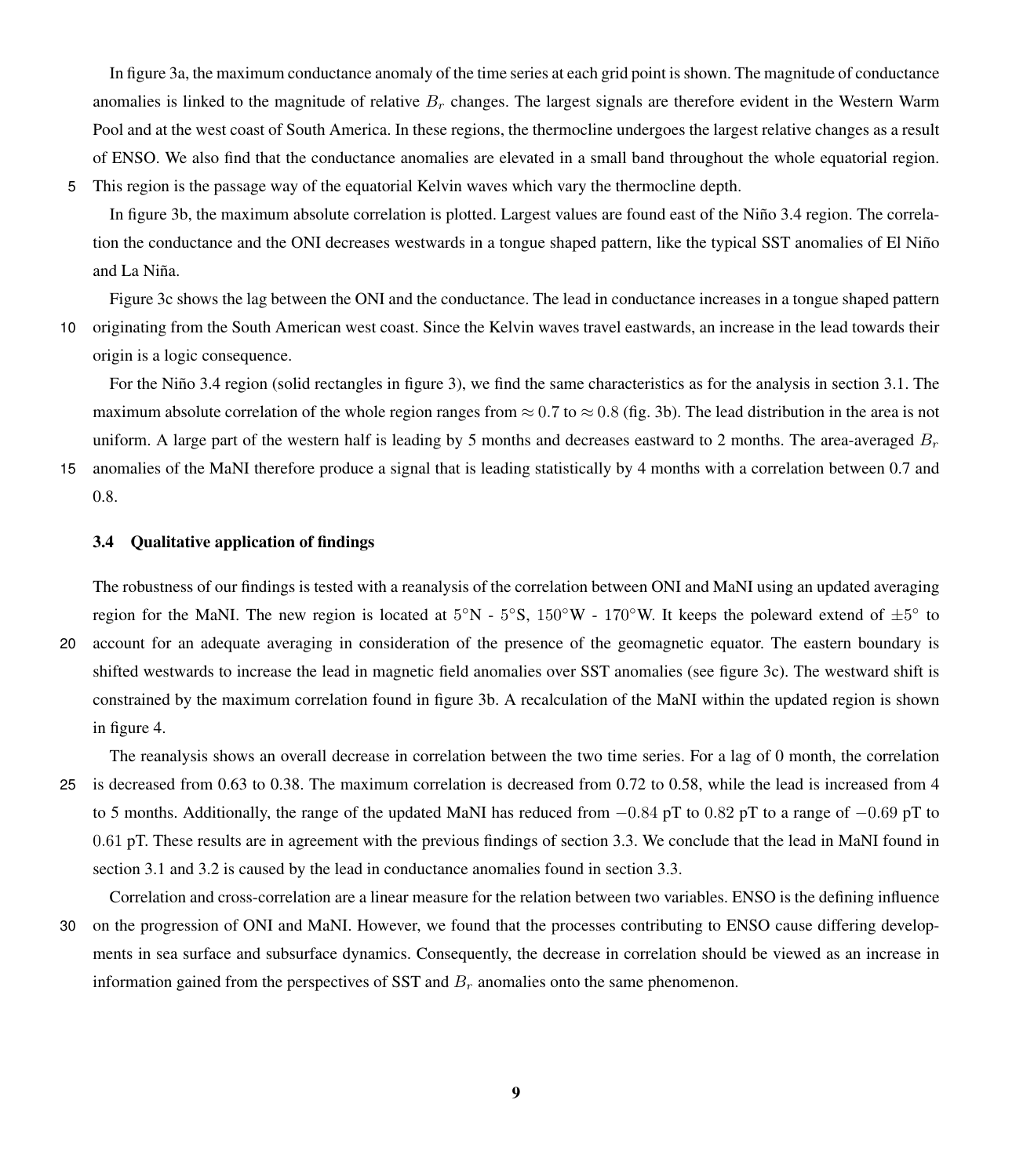In figure 3a, the maximum conductance anomaly of the time series at each grid point is shown. The magnitude of conductance anomalies is linked to the magnitude of relative $B_r$ changes. The largest signals are therefore evident in the Western Warm Pool and at the west coast of South America. In these regions, the thermocline undergoes the largest relative changes as a result of ENSO. We also find that the conductance anomalies are elevated in a small band throughout the whole equatorial region. This region is the passage way of the equatorial Kelvin waves which vary the thermocline depth.

In figure 3b, the maximum absolute correlation is plotted. Largest values are found east of the Niño 3.4 region. The correlation the conductance and the ONI decreases westwards in a tongue shaped pattern, like the typical SST anomalies of El Niño and La Niña.

Figure 3c shows the lag between the ONI and the conductance. The lead in conductance increases in a tongue shaped pattern originating from the South American west coast. Since the Kelvin waves travel eastwards, an increase in the lead towards their origin is a logic consequence.

For the Niño 3.4 region (solid rectangles in figure 3), we find the same characteristics as for the analysis in section 3.1. The maximum absolute correlation of the whole region ranges from $\approx 0.7$ to $\approx 0.8$ (fig. 3b). The lead distribution in the area is not uniform. A large part of the western half is leading by 5 months and decreases eastward to 2 months. The area-averaged $B_r$ anomalies of the MaNI therefore produce a signal that is leading statistically by 4 months with a correlation between 0.7 and 0.8.

### 3.4 Qualitative application of findings

The robustness of our findings is tested with a reanalysis of the correlation between ONI and MaNI using an updated averaging region for the MaNI. The new region is located at $5°$N - $5°$S, $150°$W - $170°$W. It keeps the poleward extend of $\pm 5°$ to account for an adequate averaging in consideration of the presence of the geomagnetic equator. The eastern boundary is shifted westwards to increase the lead in magnetic field anomalies over SST anomalies (see figure 3c). The westward shift is constrained by the maximum correlation found in figure 3b. A recalculation of the MaNI within the updated region is shown in figure 4.

The reanalysis shows an overall decrease in correlation between the two time series. For a lag of 0 month, the correlation is decreased from 0.63 to 0.38. The maximum correlation is decreased from 0.72 to 0.58, while the lead is increased from 4 to 5 months. Additionally, the range of the updated MaNI has reduced from $-0.84$ pT to $0.82$ pT to a range of $-0.69$ pT to $0.61$ pT. These results are in agreement with the previous findings of section 3.3. We conclude that the lead in MaNI found in section 3.1 and 3.2 is caused by the lead in conductance anomalies found in section 3.3.

Correlation and cross-correlation are a linear measure for the relation between two variables. ENSO is the defining influence on the progression of ONI and MaNI. However, we found that the processes contributing to ENSO cause differing developments in sea surface and subsurface dynamics. Consequently, the decrease in correlation should be viewed as an increase in information gained from the perspectives of SST and $B_r$ anomalies onto the same phenomenon.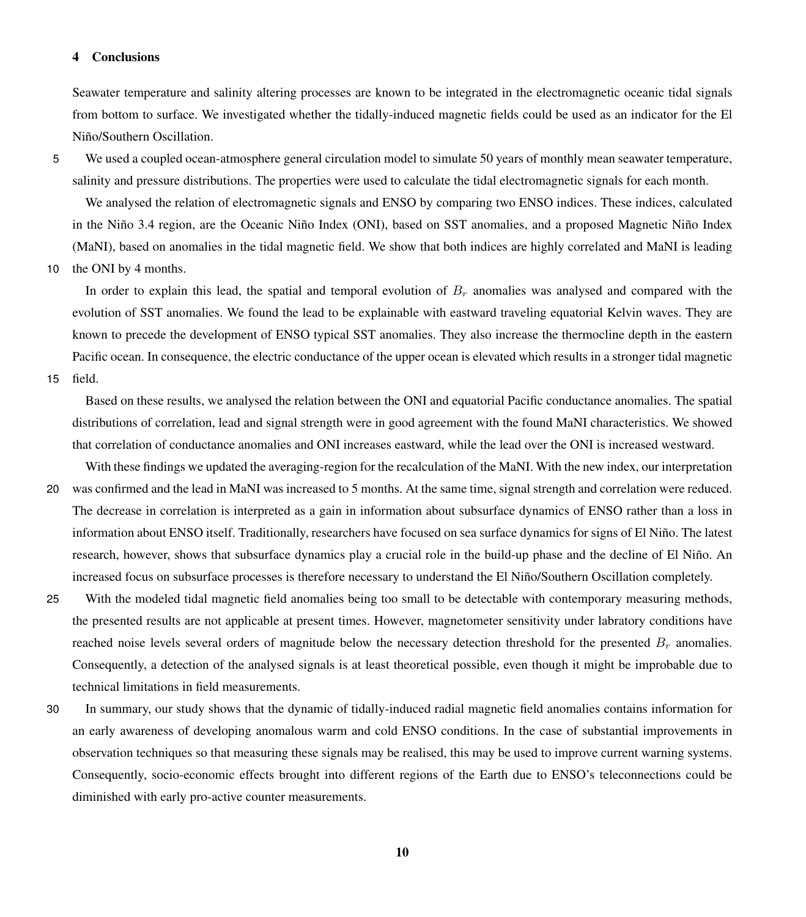## 4 Conclusions

Seawater temperature and salinity altering processes are known to be integrated in the electromagnetic oceanic tidal signals from bottom to surface. We investigated whether the tidally-induced magnetic fields could be used as an indicator for the El Niño/Southern Oscillation.

We used a coupled ocean-atmosphere general circulation model to simulate 50 years of monthly mean seawater temperature, salinity and pressure distributions. The properties were used to calculate the tidal electromagnetic signals for each month.

We analysed the relation of electromagnetic signals and ENSO by comparing two ENSO indices. These indices, calculated in the Niño 3.4 region, are the Oceanic Niño Index (ONI), based on SST anomalies, and a proposed Magnetic Niño Index (MaNI), based on anomalies in the tidal magnetic field. We show that both indices are highly correlated and MaNI is leading the ONI by 4 months.

In order to explain this lead, the spatial and temporal evolution of $B_r$ anomalies was analysed and compared with the evolution of SST anomalies. We found the lead to be explainable with eastward traveling equatorial Kelvin waves. They are known to precede the development of ENSO typical SST anomalies. They also increase the thermocline depth in the eastern Pacific ocean. In consequence, the electric conductance of the upper ocean is elevated which results in a stronger tidal magnetic field.

Based on these results, we analysed the relation between the ONI and equatorial Pacific conductance anomalies. The spatial distributions of correlation, lead and signal strength were in good agreement with the found MaNI characteristics. We showed that correlation of conductance anomalies and ONI increases eastward, while the lead over the ONI is increased westward.

With these findings we updated the averaging-region for the recalculation of the MaNI. With the new index, our interpretation was confirmed and the lead in MaNI was increased to 5 months. At the same time, signal strength and correlation were reduced. The decrease in correlation is interpreted as a gain in information about subsurface dynamics of ENSO rather than a loss in information about ENSO itself. Traditionally, researchers have focused on sea surface dynamics for signs of El Niño. The latest research, however, shows that subsurface dynamics play a crucial role in the build-up phase and the decline of El Niño. An increased focus on subsurface processes is therefore necessary to understand the El Niño/Southern Oscillation completely.

With the modeled tidal magnetic field anomalies being too small to be detectable with contemporary measuring methods, the presented results are not applicable at present times. However, magnetometer sensitivity under labratory conditions have reached noise levels several orders of magnitude below the necessary detection threshold for the presented $B_r$ anomalies. Consequently, a detection of the analysed signals is at least theoretical possible, even though it might be improbable due to technical limitations in field measurements.

In summary, our study shows that the dynamic of tidally-induced radial magnetic field anomalies contains information for an early awareness of developing anomalous warm and cold ENSO conditions. In the case of substantial improvements in observation techniques so that measuring these signals may be realised, this may be used to improve current warning systems. Consequently, socio-economic effects brought into different regions of the Earth due to ENSO's teleconnections could be diminished with early pro-active counter measurements.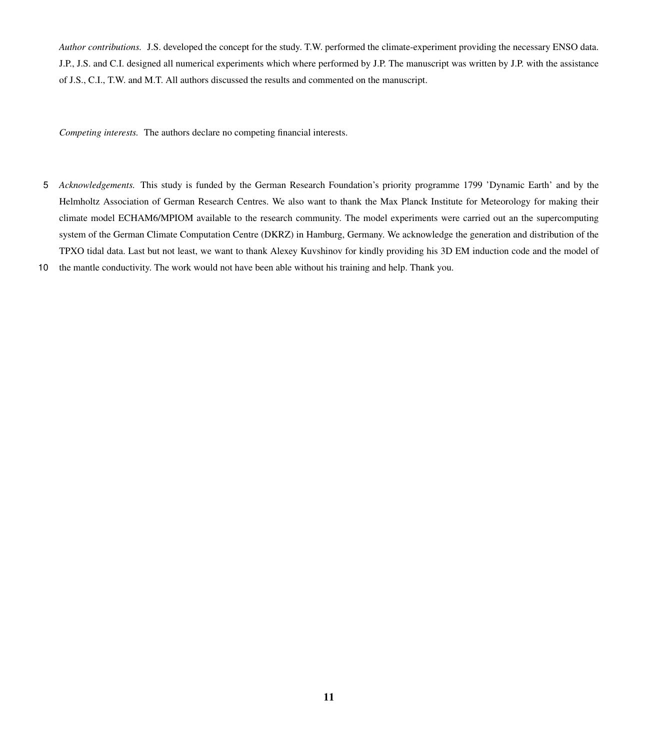*Author contributions.* J.S. developed the concept for the study. T.W. performed the climate-experiment providing the necessary ENSO data. J.P., J.S. and C.I. designed all numerical experiments which where performed by J.P. The manuscript was written by J.P. with the assistance of J.S., C.I., T.W. and M.T. All authors discussed the results and commented on the manuscript.

*Competing interests.* The authors declare no competing financial interests.

*Acknowledgements.* This study is funded by the German Research Foundation's priority programme 1799 'Dynamic Earth' and by the Helmholtz Association of German Research Centres. We also want to thank the Max Planck Institute for Meteorology for making their climate model ECHAM6/MPIOM available to the research community. The model experiments were carried out an the supercomputing system of the German Climate Computation Centre (DKRZ) in Hamburg, Germany. We acknowledge the generation and distribution of the TPXO tidal data. Last but not least, we want to thank Alexey Kuvshinov for kindly providing his 3D EM induction code and the model of the mantle conductivity. The work would not have been able without his training and help. Thank you.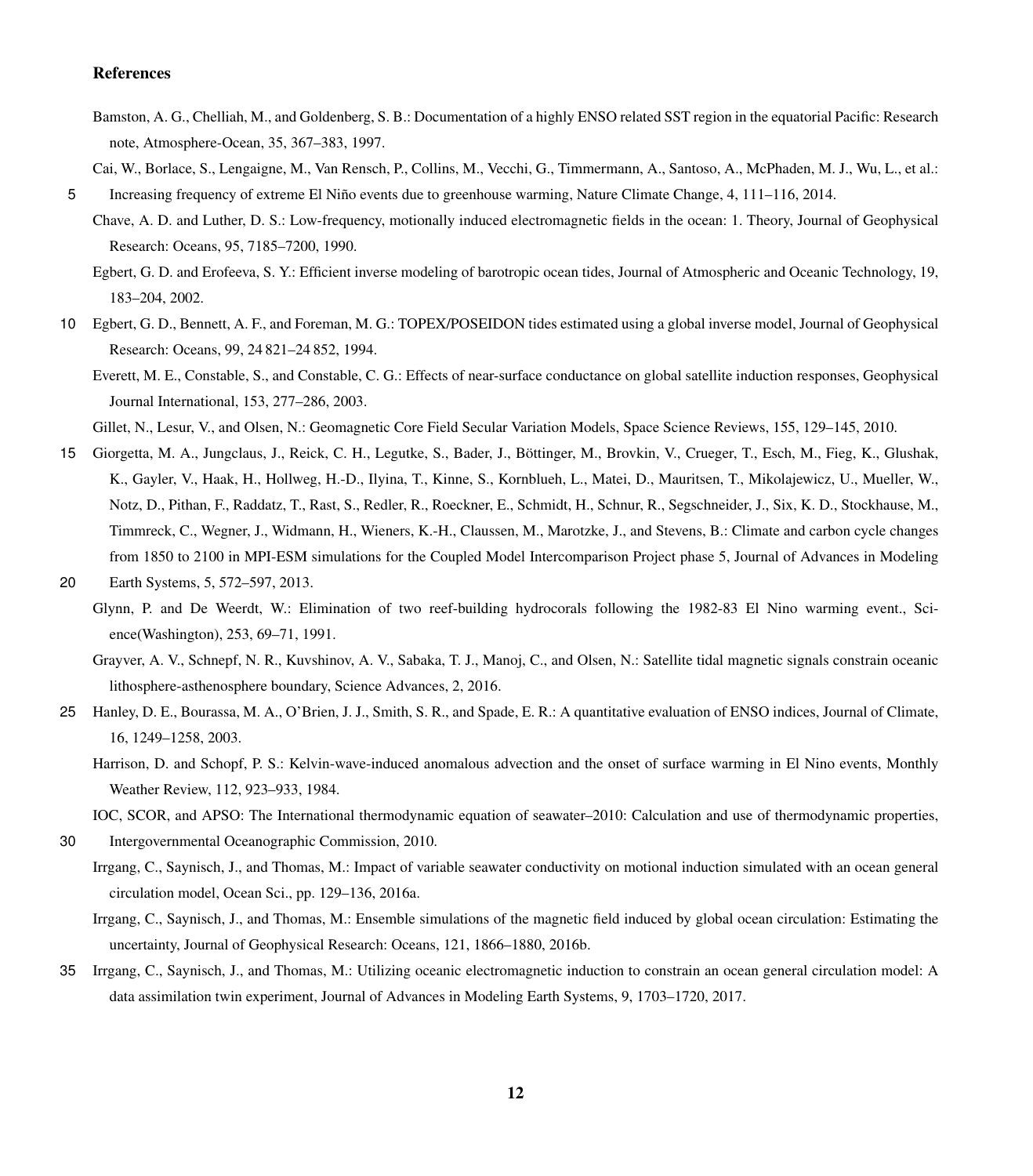## References

Bamston, A. G., Chelliah, M., and Goldenberg, S. B.: Documentation of a highly ENSO related SST region in the equatorial Pacific: Research note, Atmosphere-Ocean, 35, 367–383, 1997.

Cai, W., Borlace, S., Lengaigne, M., Van Rensch, P., Collins, M., Vecchi, G., Timmermann, A., Santoso, A., McPhaden, M. J., Wu, L., et al.: Increasing frequency of extreme El Niño events due to greenhouse warming, Nature Climate Change, 4, 111–116, 2014.

Chave, A. D. and Luther, D. S.: Low-frequency, motionally induced electromagnetic fields in the ocean: 1. Theory, Journal of Geophysical Research: Oceans, 95, 7185–7200, 1990.

Egbert, G. D. and Erofeeva, S. Y.: Efficient inverse modeling of barotropic ocean tides, Journal of Atmospheric and Oceanic Technology, 19, 183–204, 2002.

Egbert, G. D., Bennett, A. F., and Foreman, M. G.: TOPEX/POSEIDON tides estimated using a global inverse model, Journal of Geophysical Research: Oceans, 99, 24 821–24 852, 1994.

Everett, M. E., Constable, S., and Constable, C. G.: Effects of near-surface conductance on global satellite induction responses, Geophysical Journal International, 153, 277–286, 2003.

Gillet, N., Lesur, V., and Olsen, N.: Geomagnetic Core Field Secular Variation Models, Space Science Reviews, 155, 129–145, 2010.

Giorgetta, M. A., Jungclaus, J., Reick, C. H., Legutke, S., Bader, J., Böttinger, M., Brovkin, V., Crueger, T., Esch, M., Fieg, K., Glushak, K., Gayler, V., Haak, H., Hollweg, H.-D., Ilyina, T., Kinne, S., Kornblueh, L., Matei, D., Mauritsen, T., Mikolajewicz, U., Mueller, W., Notz, D., Pithan, F., Raddatz, T., Rast, S., Redler, R., Roeckner, E., Schmidt, H., Schnur, R., Segschneider, J., Six, K. D., Stockhause, M., Timmreck, C., Wegner, J., Widmann, H., Wieners, K.-H., Claussen, M., Marotzke, J., and Stevens, B.: Climate and carbon cycle changes from 1850 to 2100 in MPI-ESM simulations for the Coupled Model Intercomparison Project phase 5, Journal of Advances in Modeling Earth Systems, 5, 572–597, 2013.

Glynn, P. and De Weerdt, W.: Elimination of two reef-building hydrocorals following the 1982-83 El Nino warming event., Science(Washington), 253, 69–71, 1991.

Grayver, A. V., Schnepf, N. R., Kuvshinov, A. V., Sabaka, T. J., Manoj, C., and Olsen, N.: Satellite tidal magnetic signals constrain oceanic lithosphere-asthenosphere boundary, Science Advances, 2, 2016.

Hanley, D. E., Bourassa, M. A., O'Brien, J. J., Smith, S. R., and Spade, E. R.: A quantitative evaluation of ENSO indices, Journal of Climate, 16, 1249–1258, 2003.

Harrison, D. and Schopf, P. S.: Kelvin-wave-induced anomalous advection and the onset of surface warming in El Nino events, Monthly Weather Review, 112, 923–933, 1984.

IOC, SCOR, and APSO: The International thermodynamic equation of seawater–2010: Calculation and use of thermodynamic properties, Intergovernmental Oceanographic Commission, 2010.

Irrgang, C., Saynisch, J., and Thomas, M.: Impact of variable seawater conductivity on motional induction simulated with an ocean general circulation model, Ocean Sci., pp. 129–136, 2016a.

Irrgang, C., Saynisch, J., and Thomas, M.: Ensemble simulations of the magnetic field induced by global ocean circulation: Estimating the uncertainty, Journal of Geophysical Research: Oceans, 121, 1866–1880, 2016b.

Irrgang, C., Saynisch, J., and Thomas, M.: Utilizing oceanic electromagnetic induction to constrain an ocean general circulation model: A data assimilation twin experiment, Journal of Advances in Modeling Earth Systems, 9, 1703–1720, 2017.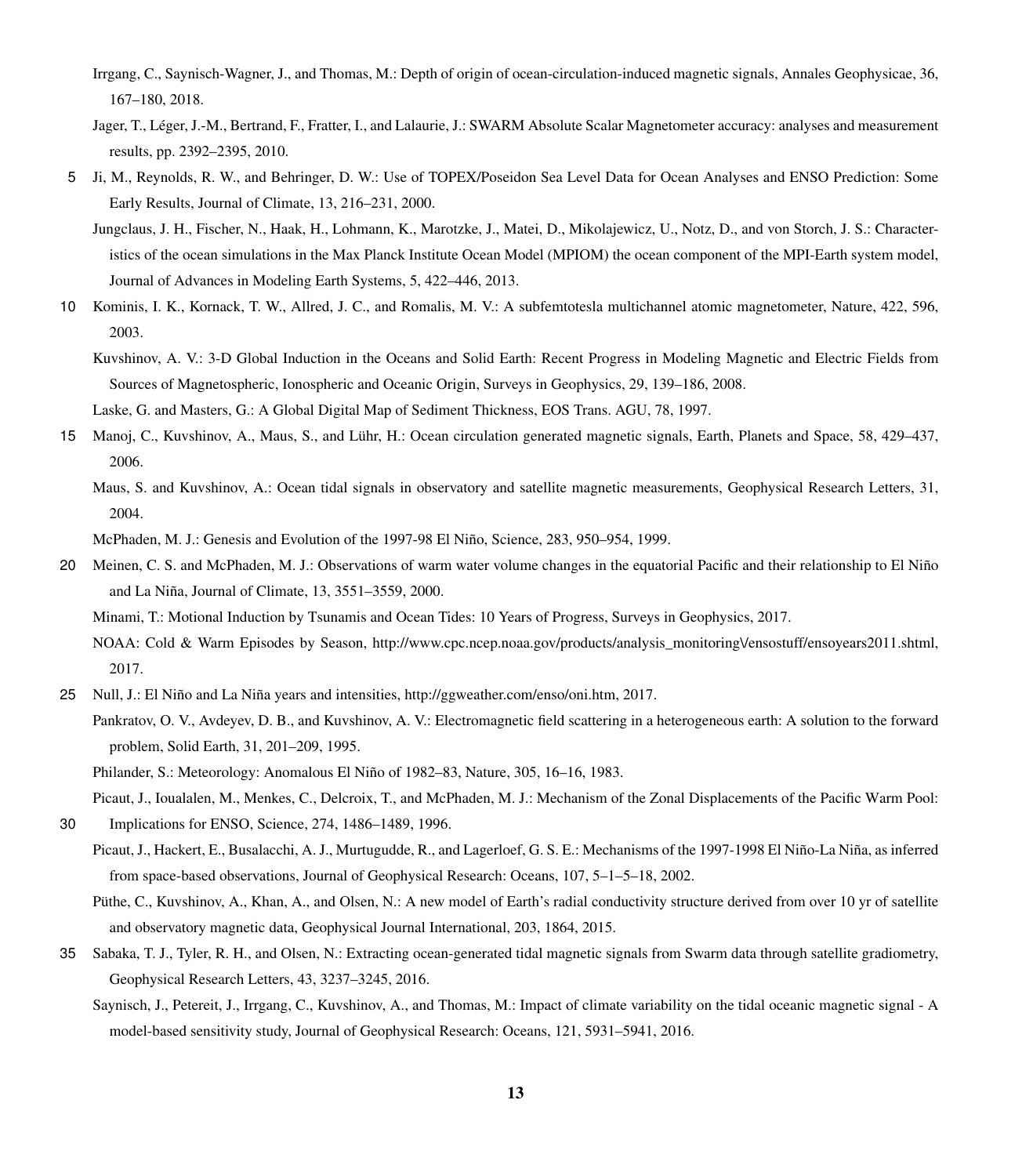Irrgang, C., Saynisch-Wagner, J., and Thomas, M.: Depth of origin of ocean-circulation-induced magnetic signals, Annales Geophysicae, 36, 167–180, 2018.

Jager, T., Léger, J.-M., Bertrand, F., Fratter, I., and Lalaurie, J.: SWARM Absolute Scalar Magnetometer accuracy: analyses and measurement results, pp. 2392–2395, 2010.

Ji, M., Reynolds, R. W., and Behringer, D. W.: Use of TOPEX/Poseidon Sea Level Data for Ocean Analyses and ENSO Prediction: Some Early Results, Journal of Climate, 13, 216–231, 2000.

Jungclaus, J. H., Fischer, N., Haak, H., Lohmann, K., Marotzke, J., Matei, D., Mikolajewicz, U., Notz, D., and von Storch, J. S.: Characteristics of the ocean simulations in the Max Planck Institute Ocean Model (MPIOM) the ocean component of the MPI-Earth system model, Journal of Advances in Modeling Earth Systems, 5, 422–446, 2013.

Kominis, I. K., Kornack, T. W., Allred, J. C., and Romalis, M. V.: A subfemtotesla multichannel atomic magnetometer, Nature, 422, 596, 2003.

Kuvshinov, A. V.: 3-D Global Induction in the Oceans and Solid Earth: Recent Progress in Modeling Magnetic and Electric Fields from Sources of Magnetospheric, Ionospheric and Oceanic Origin, Surveys in Geophysics, 29, 139–186, 2008.

Laske, G. and Masters, G.: A Global Digital Map of Sediment Thickness, EOS Trans. AGU, 78, 1997.

Manoj, C., Kuvshinov, A., Maus, S., and Lühr, H.: Ocean circulation generated magnetic signals, Earth, Planets and Space, 58, 429–437, 2006.

Maus, S. and Kuvshinov, A.: Ocean tidal signals in observatory and satellite magnetic measurements, Geophysical Research Letters, 31, 2004.

McPhaden, M. J.: Genesis and Evolution of the 1997-98 El Niño, Science, 283, 950–954, 1999.

Meinen, C. S. and McPhaden, M. J.: Observations of warm water volume changes in the equatorial Pacific and their relationship to El Niño and La Niña, Journal of Climate, 13, 3551–3559, 2000.

Minami, T.: Motional Induction by Tsunamis and Ocean Tides: 10 Years of Progress, Surveys in Geophysics, 2017.

NOAA: Cold & Warm Episodes by Season, http://www.cpc.ncep.noaa.gov/products/analysis_monitoring/ensostuff/ensoyears2011.shtml, 2017.

Null, J.: El Niño and La Niña years and intensities, http://ggweather.com/enso/oni.htm, 2017.

Pankratov, O. V., Avdeyev, D. B., and Kuvshinov, A. V.: Electromagnetic field scattering in a heterogeneous earth: A solution to the forward problem, Solid Earth, 31, 201–209, 1995.

Philander, S.: Meteorology: Anomalous El Niño of 1982–83, Nature, 305, 16–16, 1983.

Picaut, J., Ioualalen, M., Menkes, C., Delcroix, T., and McPhaden, M. J.: Mechanism of the Zonal Displacements of the Pacific Warm Pool: Implications for ENSO, Science, 274, 1486–1489, 1996.

Picaut, J., Hackert, E., Busalacchi, A. J., Murtugudde, R., and Lagerloef, G. S. E.: Mechanisms of the 1997-1998 El Niño-La Niña, as inferred from space-based observations, Journal of Geophysical Research: Oceans, 107, 5–1–5–18, 2002.

Püthe, C., Kuvshinov, A., Khan, A., and Olsen, N.: A new model of Earth's radial conductivity structure derived from over 10 yr of satellite and observatory magnetic data, Geophysical Journal International, 203, 1864, 2015.

Sabaka, T. J., Tyler, R. H., and Olsen, N.: Extracting ocean-generated tidal magnetic signals from Swarm data through satellite gradiometry, Geophysical Research Letters, 43, 3237–3245, 2016.

Saynisch, J., Petereit, J., Irrgang, C., Kuvshinov, A., and Thomas, M.: Impact of climate variability on the tidal oceanic magnetic signal - A model-based sensitivity study, Journal of Geophysical Research: Oceans, 121, 5931–5941, 2016.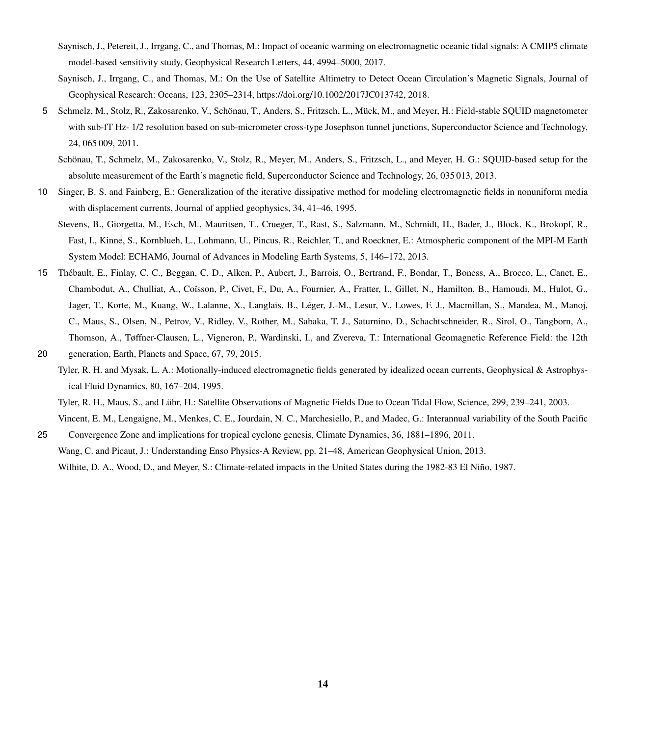Saynisch, J., Petereit, J., Irrgang, C., and Thomas, M.: Impact of oceanic warming on electromagnetic oceanic tidal signals: A CMIP5 climate model-based sensitivity study, Geophysical Research Letters, 44, 4994–5000, 2017.

Saynisch, J., Irrgang, C., and Thomas, M.: On the Use of Satellite Altimetry to Detect Ocean Circulation's Magnetic Signals, Journal of Geophysical Research: Oceans, 123, 2305–2314, https://doi.org/10.1002/2017JC013742, 2018.

Schmelz, M., Stolz, R., Zakosarenko, V., Schönau, T., Anders, S., Fritzsch, L., Mück, M., and Meyer, H.: Field-stable SQUID magnetometer with sub-fT Hz- 1/2 resolution based on sub-micrometer cross-type Josephson tunnel junctions, Superconductor Science and Technology, 24, 065 009, 2011.

Schönau, T., Schmelz, M., Zakosarenko, V., Stolz, R., Meyer, M., Anders, S., Fritzsch, L., and Meyer, H. G.: SQUID-based setup for the absolute measurement of the Earth's magnetic field, Superconductor Science and Technology, 26, 035 013, 2013.

Singer, B. S. and Fainberg, E.: Generalization of the iterative dissipative method for modeling electromagnetic fields in nonuniform media with displacement currents, Journal of applied geophysics, 34, 41–46, 1995.

Stevens, B., Giorgetta, M., Esch, M., Mauritsen, T., Crueger, T., Rast, S., Salzmann, M., Schmidt, H., Bader, J., Block, K., Brokopf, R., Fast, I., Kinne, S., Kornblueh, L., Lohmann, U., Pincus, R., Reichler, T., and Roeckner, E.: Atmospheric component of the MPI-M Earth System Model: ECHAM6, Journal of Advances in Modeling Earth Systems, 5, 146–172, 2013.

Thébault, E., Finlay, C. C., Beggan, C. D., Alken, P., Aubert, J., Barrois, O., Bertrand, F., Bondar, T., Boness, A., Brocco, L., Canet, E., Chambodut, A., Chulliat, A., Coïsson, P., Civet, F., Du, A., Fournier, A., Fratter, I., Gillet, N., Hamilton, B., Hamoudi, M., Hulot, G., Jager, T., Korte, M., Kuang, W., Lalanne, X., Langlais, B., Léger, J.-M., Lesur, V., Lowes, F. J., Macmillan, S., Mandea, M., Manoj, C., Maus, S., Olsen, N., Petrov, V., Ridley, V., Rother, M., Sabaka, T. J., Saturnino, D., Schachtschneider, R., Sirol, O., Tangborn, A., Thomson, A., Tøffner-Clausen, L., Vigneron, P., Wardinski, I., and Zvereva, T.: International Geomagnetic Reference Field: the 12th generation, Earth, Planets and Space, 67, 79, 2015.

Tyler, R. H. and Mysak, L. A.: Motionally-induced electromagnetic fields generated by idealized ocean currents, Geophysical & Astrophysical Fluid Dynamics, 80, 167–204, 1995.

Tyler, R. H., Maus, S., and Lühr, H.: Satellite Observations of Magnetic Fields Due to Ocean Tidal Flow, Science, 299, 239–241, 2003.

Vincent, E. M., Lengaigne, M., Menkes, C. E., Jourdain, N. C., Marchesiello, P., and Madec, G.: Interannual variability of the South Pacific Convergence Zone and implications for tropical cyclone genesis, Climate Dynamics, 36, 1881–1896, 2011.

Wang, C. and Picaut, J.: Understanding Enso Physics-A Review, pp. 21–48, American Geophysical Union, 2013.

Wilhite, D. A., Wood, D., and Meyer, S.: Climate-related impacts in the United States during the 1982-83 El Niño, 1987.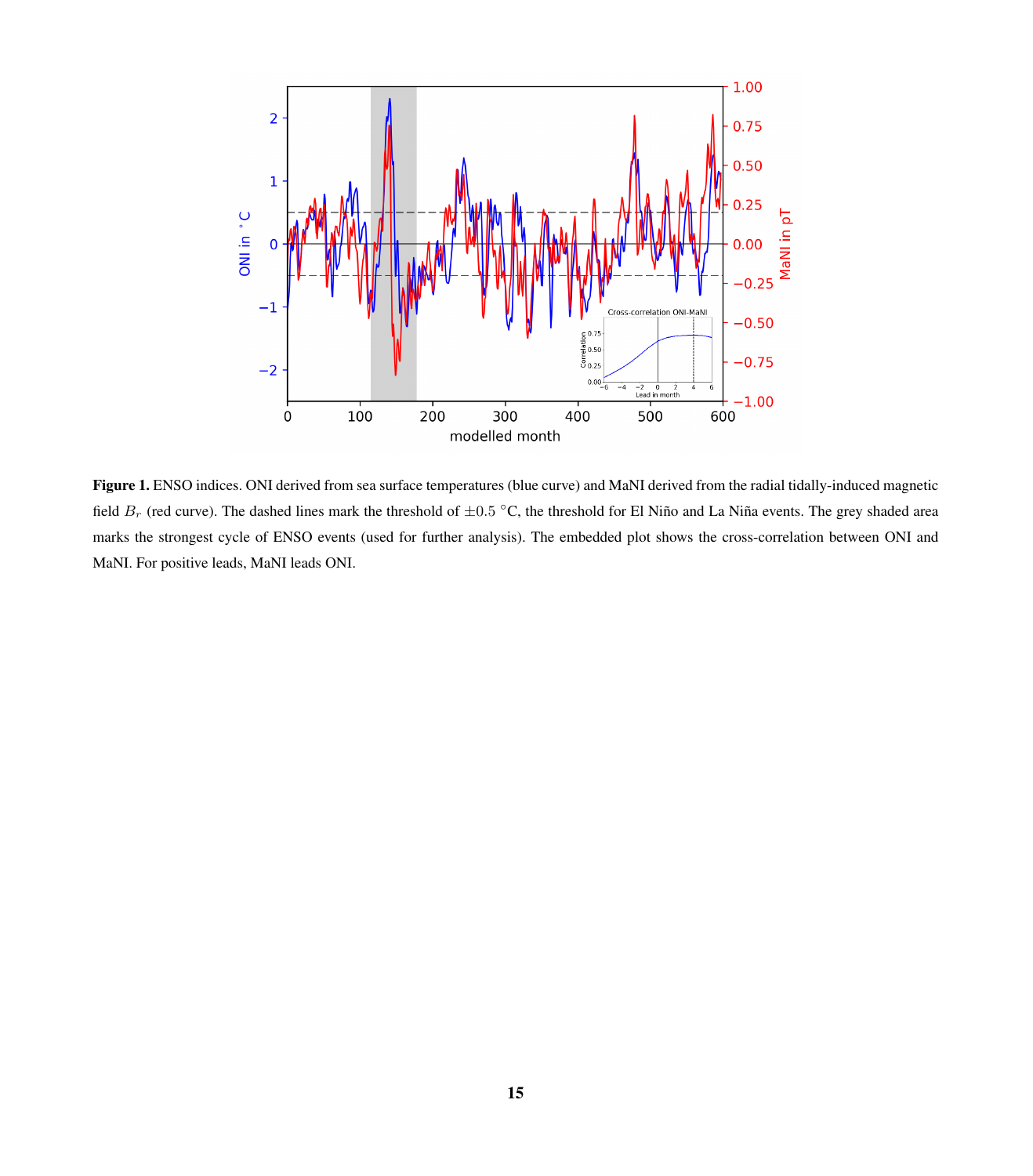ONI in °C

MaNI in pT

modelled month

0 100 200 300 400 500 600

2 1 0 −1 −2

1.00 0.75 0.50 0.25 0.00 −0.25 −0.50 −0.75 −1.00

Cross-correlation ONI-MaNI

Correlation

Lead in month

**Figure 1.** ENSO indices. ONI derived from sea surface temperatures (blue curve) and MaNI derived from the radial tidally-induced magnetic field $B_r$ (red curve). The dashed lines mark the threshold of $\pm 0.5$ °C, the threshold for El Niño and La Niña events. The grey shaded area marks the strongest cycle of ENSO events (used for further analysis). The embedded plot shows the cross-correlation between ONI and MaNI. For positive leads, MaNI leads ONI.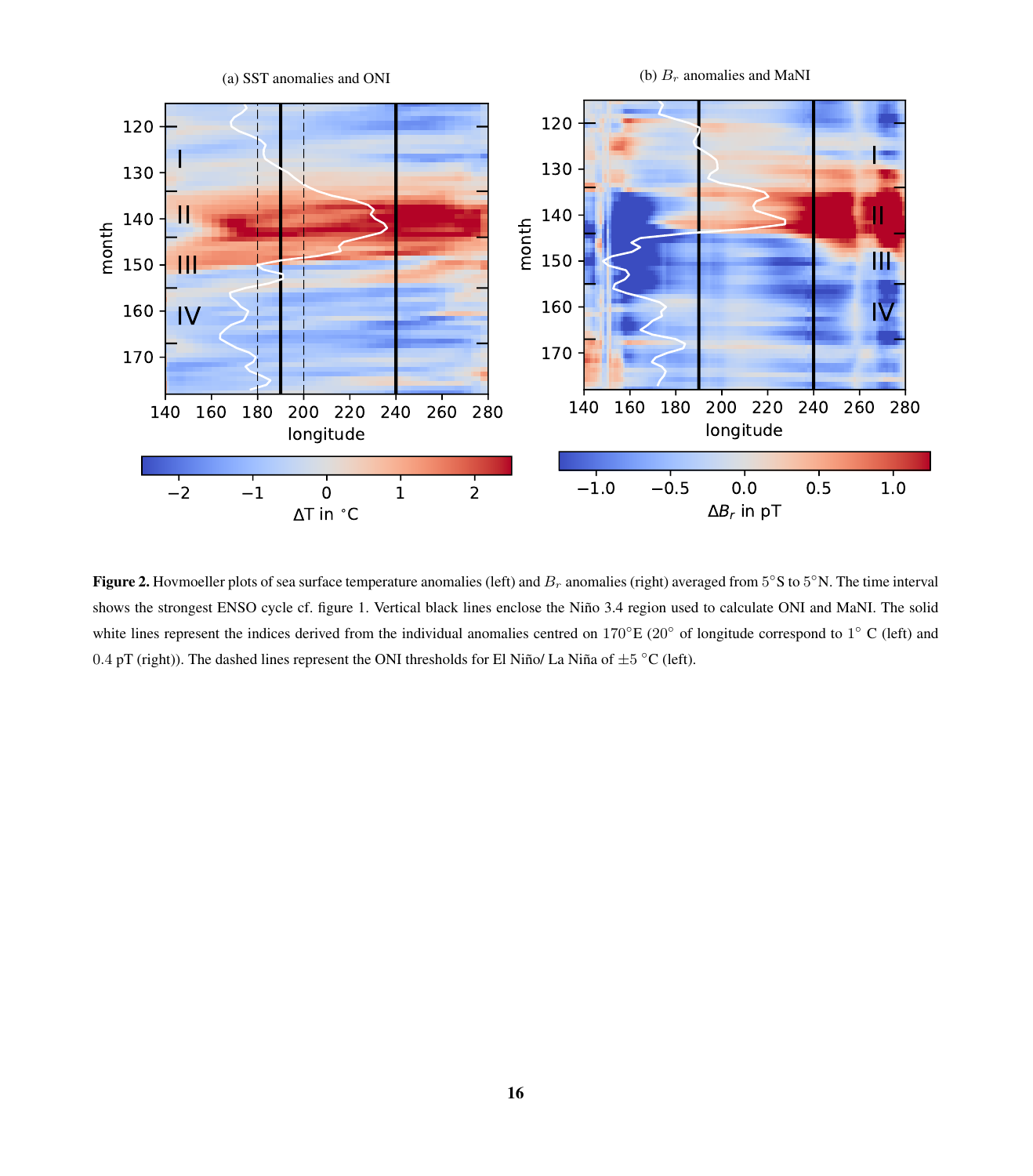(a) SST anomalies and ONI

month

120
130
140
150
160
170

I
II
III
IV

140 160 180 200 220 240 260 280

longitude

−2 −1 0 1 2

ΔT in °C

(b) $B_r$ anomalies and MaNI

month

120
130
140
150
160
170

I
II
III
IV

140 160 180 200 220 240 260 280

longitude

−1.0 −0.5 0.0 0.5 1.0

$\Delta B_r$ in pT

**Figure 2.** Hovmoeller plots of sea surface temperature anomalies (left) and $B_r$ anomalies (right) averaged from $5^\circ$S to $5^\circ$N. The time interval shows the strongest ENSO cycle cf. figure 1. Vertical black lines enclose the Niño 3.4 region used to calculate ONI and MaNI. The solid white lines represent the indices derived from the individual anomalies centred on $170^\circ$E ($20^\circ$ of longitude correspond to $1^\circ$ C (left) and $0.4$ pT (right)). The dashed lines represent the ONI thresholds for El Niño/ La Niña of $\pm 5$ $^\circ$C (left).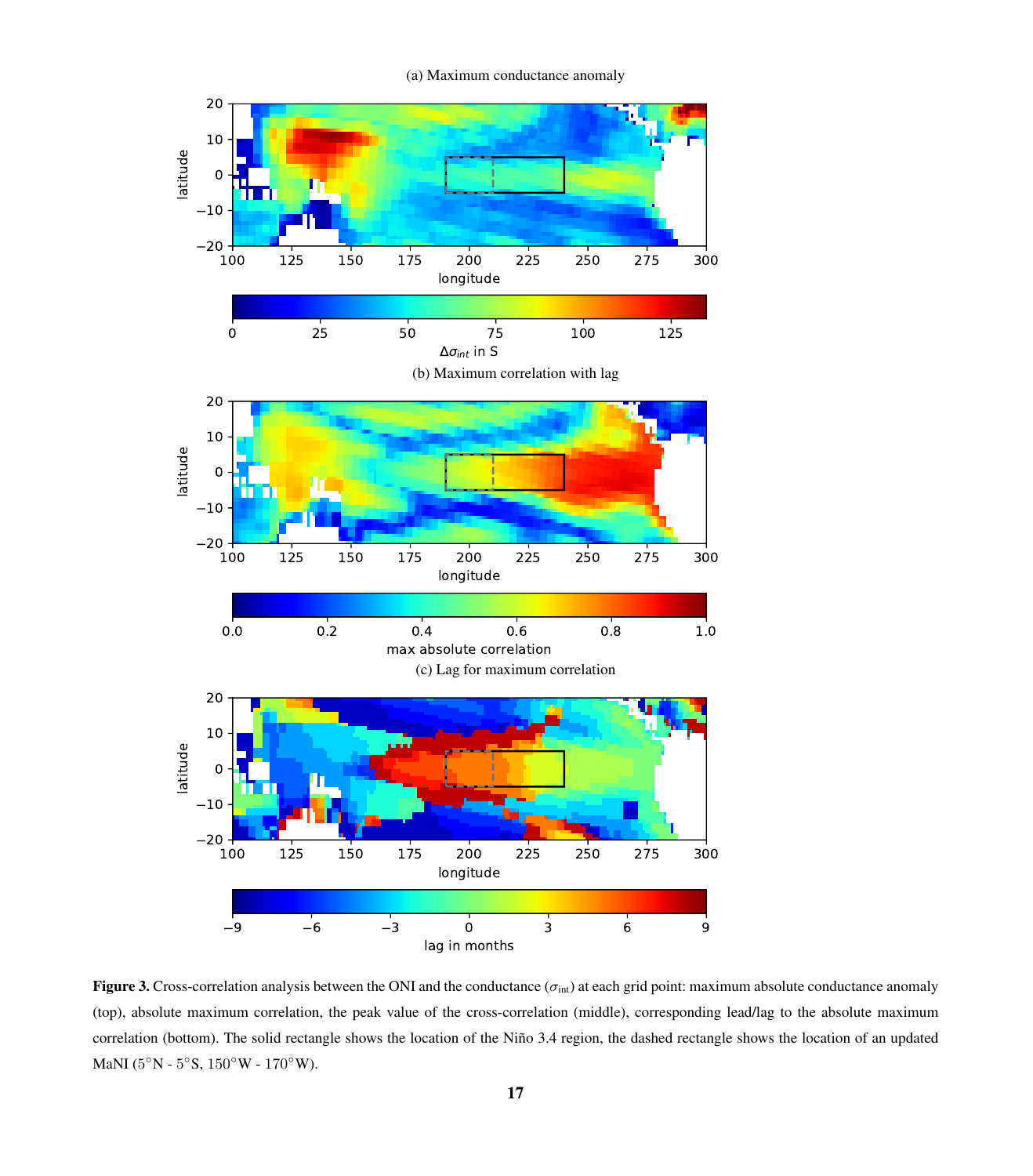(a) Maximum conductance anomaly

20
10
0
−10
−20
latitude
100 125 150 175 200 225 250 275 300
longitude

0 25 50 75 100 125
$\Delta\sigma_{int}$ in S

(b) Maximum correlation with lag

20
10
0
−10
−20
latitude
100 125 150 175 200 225 250 275 300
longitude

0.0 0.2 0.4 0.6 0.8 1.0
max absolute correlation

(c) Lag for maximum correlation

20
10
0
−10
−20
latitude
100 125 150 175 200 225 250 275 300
longitude

−9 −6 −3 0 3 6 9
lag in months

**Figure 3.** Cross-correlation analysis between the ONI and the conductance ($\sigma_{\text{int}}$) at each grid point: maximum absolute conductance anomaly (top), absolute maximum correlation, the peak value of the cross-correlation (middle), corresponding lead/lag to the absolute maximum correlation (bottom). The solid rectangle shows the location of the Niño 3.4 region, the dashed rectangle shows the location of an updated MaNI (5°N - 5°S, 150°W - 170°W).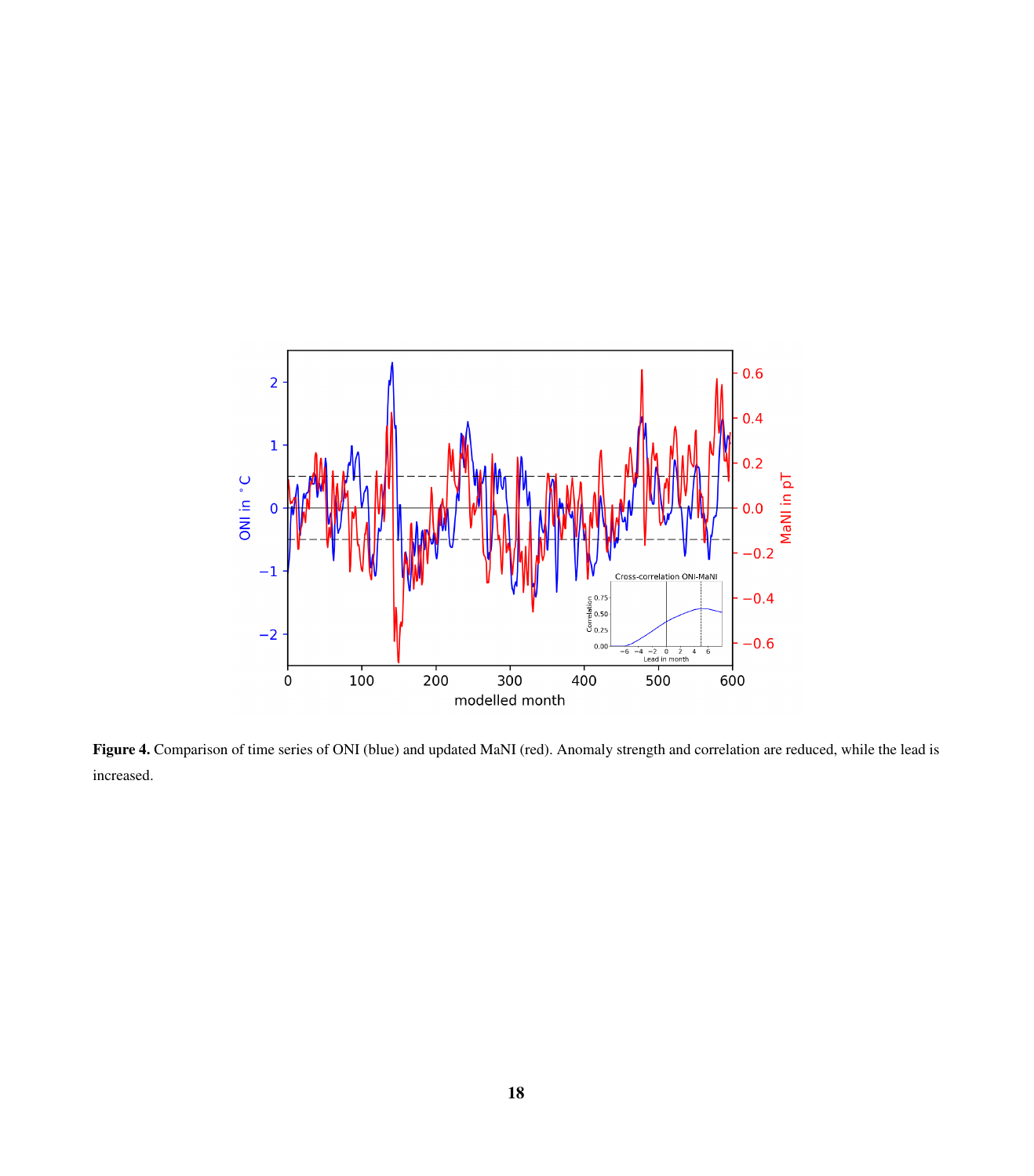ONI in °C

MaNI in pT

modelled month

0 100 200 300 400 500 600

2 1 0 −1 −2

0.6 0.4 0.2 0.0 −0.2 −0.4 −0.6

Cross-correlation ONI-MaNI

Correlation

0.00 0.25 0.50 0.75

Lead in month

−6 −4 −2 0 2 4 6

**Figure 4.** Comparison of time series of ONI (blue) and updated MaNI (red). Anomaly strength and correlation are reduced, while the lead is increased.